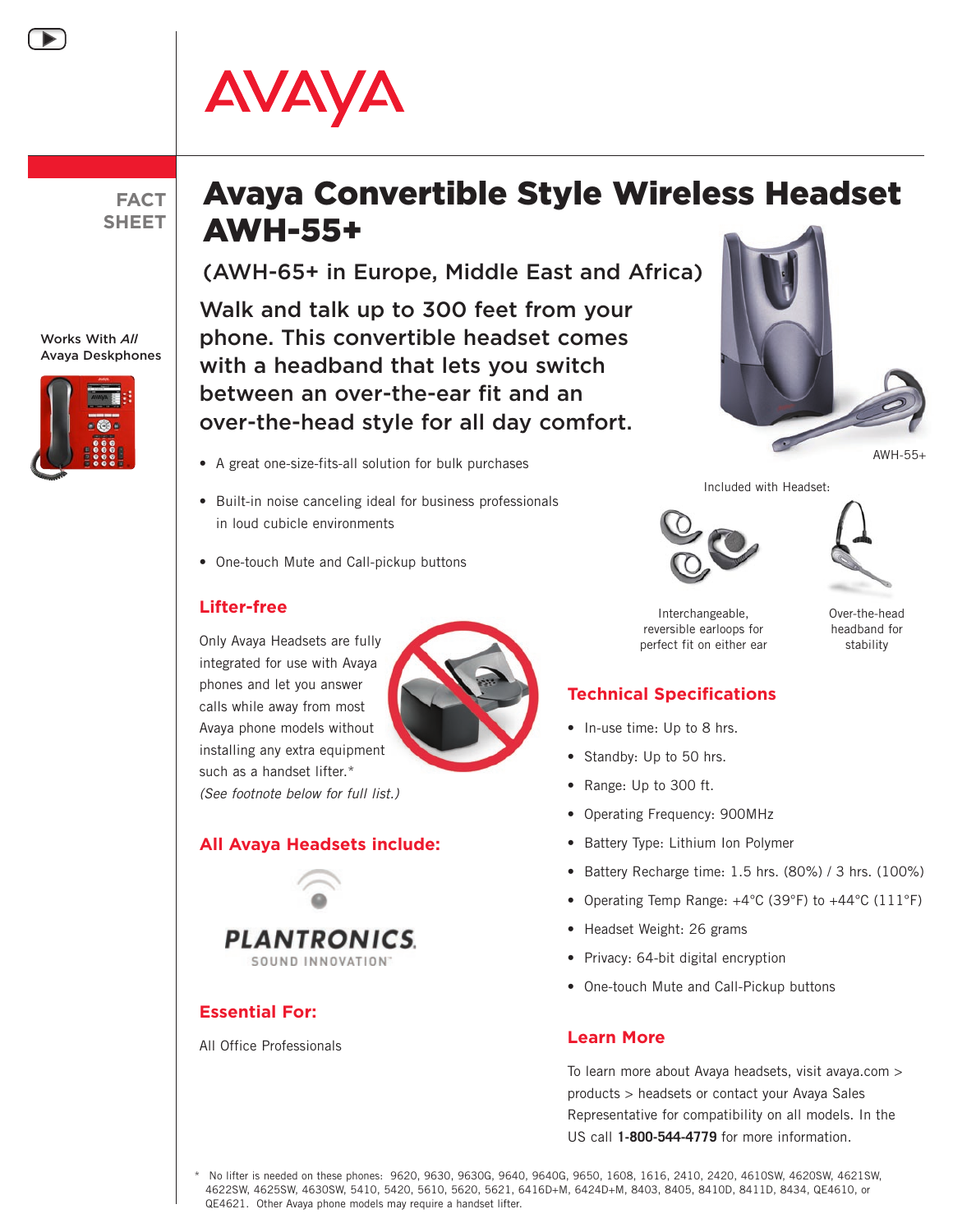AVAYA

FACT SHEET

Works With *All* Avaya Deskphones

# Avaya Convertible Style Wireless Headset AWH-55+

## (AWH-65+ in Europe, Middle East and Africa)

### Walk and talk up to 300 feet from your phone. This convertible headset comes with a headband that lets you switch between an over-the-ear fit and an over-the-head style for all day comfort.

- A great one-size-fits-all solution for bulk purchases
- Built-in noise canceling ideal for business professionals in loud cubicle environments
- One-touch Mute and Call-pickup buttons

AWH-55+

Included with Headset:

Interchangeable, reversible earloops for perfect fit on either ear

Over-the-head headband for stability

### Lifter-free

Only Avaya Headsets are fully integrated for use with Avaya phones and let you answer calls while away from most Avaya phone models without installing any extra equipment such as a handset lifter.* *(See footnote below for full list.)*

### All Avaya Headsets include:

PLANTRONICS SOUND INNOVATION

### Essential For:

All Office Professionals

### Technical Specifications

- In-use time: Up to 8 hrs.
- Standby: Up to 50 hrs.
- Range: Up to 300 ft.
- Operating Frequency: 900MHz
- Battery Type: Lithium Ion Polymer
- Battery Recharge time: 1.5 hrs. (80%) / 3 hrs. (100%)
- Operating Temp Range: +4°C (39°F) to +44°C (111°F)
- Headset Weight: 26 grams
- Privacy: 64-bit digital encryption
- One-touch Mute and Call-Pickup buttons

### Learn More

To learn more about Avaya headsets, visit avaya.com > products > headsets or contact your Avaya Sales Representative for compatibility on all models. In the US call **1-800-544-4779** for more information.

* No lifter is needed on these phones: 9620, 9630, 9630G, 9640, 9640G, 9650, 1608, 1616, 2410, 2420, 4610SW, 4620SW, 4621SW, 4622SW, 4625SW, 4630SW, 5410, 5420, 5610, 5620, 5621, 6416D+M, 6424D+M, 8403, 8405, 8410D, 8411D, 8434, QE4610, or QE4621. Other Avaya phone models may require a handset lifter.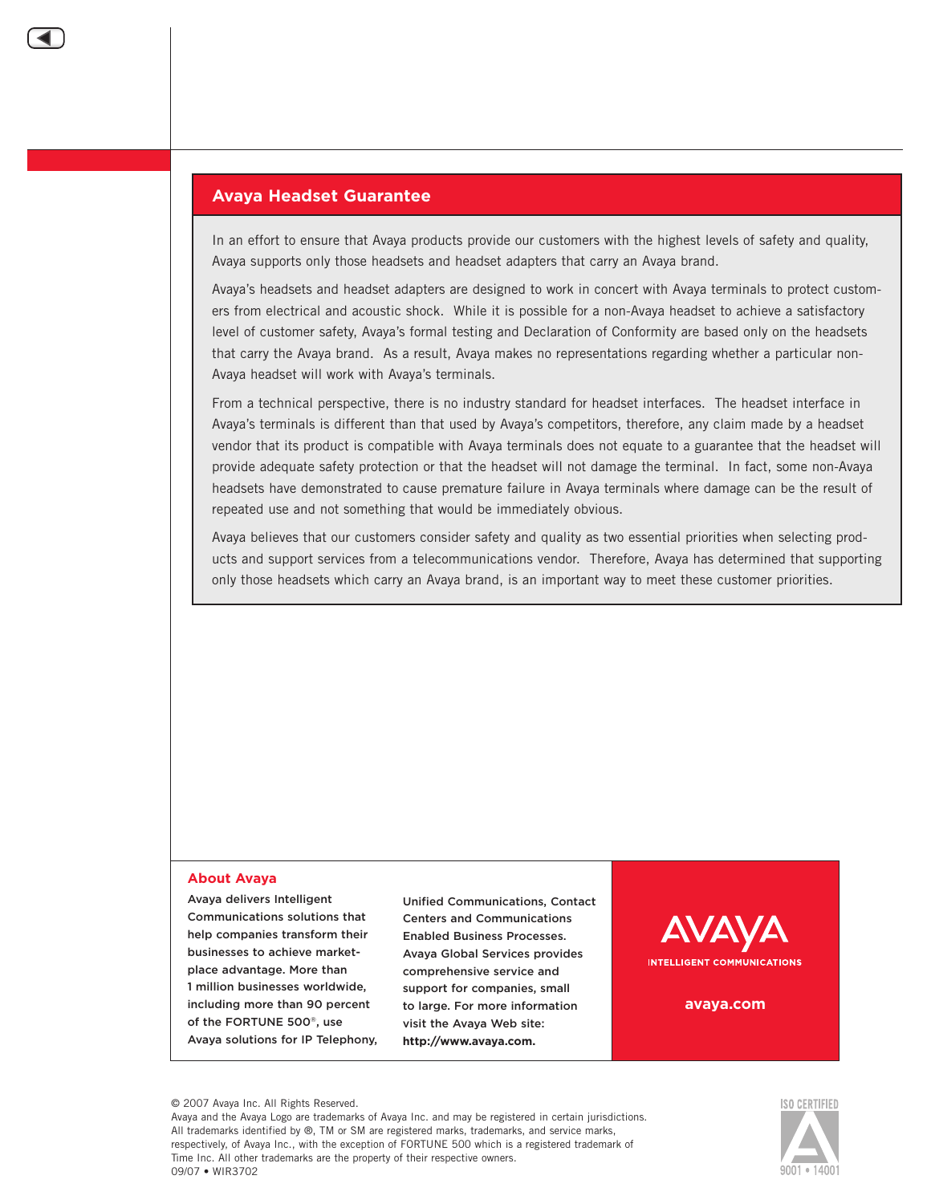## Avaya Headset Guarantee

In an effort to ensure that Avaya products provide our customers with the highest levels of safety and quality, Avaya supports only those headsets and headset adapters that carry an Avaya brand.

Avaya's headsets and headset adapters are designed to work in concert with Avaya terminals to protect customers from electrical and acoustic shock. While it is possible for a non-Avaya headset to achieve a satisfactory level of customer safety, Avaya's formal testing and Declaration of Conformity are based only on the headsets that carry the Avaya brand. As a result, Avaya makes no representations regarding whether a particular non-Avaya headset will work with Avaya's terminals.

From a technical perspective, there is no industry standard for headset interfaces. The headset interface in Avaya's terminals is different than that used by Avaya's competitors, therefore, any claim made by a headset vendor that its product is compatible with Avaya terminals does not equate to a guarantee that the headset will provide adequate safety protection or that the headset will not damage the terminal. In fact, some non-Avaya headsets have demonstrated to cause premature failure in Avaya terminals where damage can be the result of repeated use and not something that would be immediately obvious.

Avaya believes that our customers consider safety and quality as two essential priorities when selecting products and support services from a telecommunications vendor. Therefore, Avaya has determined that supporting only those headsets which carry an Avaya brand, is an important way to meet these customer priorities.

### About Avaya

**Avaya delivers Intelligent Communications solutions that help companies transform their businesses to achieve marketplace advantage. More than 1 million businesses worldwide, including more than 90 percent of the FORTUNE 500®, use Avaya solutions for IP Telephony, Unified Communications, Contact Centers and Communications Enabled Business Processes. Avaya Global Services provides comprehensive service and support for companies, small to large. For more information visit the Avaya Web site: http://www.avaya.com.**

AVAYA
INTELLIGENT COMMUNICATIONS

**avaya.com**

© 2007 Avaya Inc. All Rights Reserved.
Avaya and the Avaya Logo are trademarks of Avaya Inc. and may be registered in certain jurisdictions.
All trademarks identified by ®, TM or SM are registered marks, trademarks, and service marks, respectively, of Avaya Inc., with the exception of FORTUNE 500 which is a registered trademark of Time Inc. All other trademarks are the property of their respective owners.
09/07 • WIR3702

ISO CERTIFIED
9001 • 14001